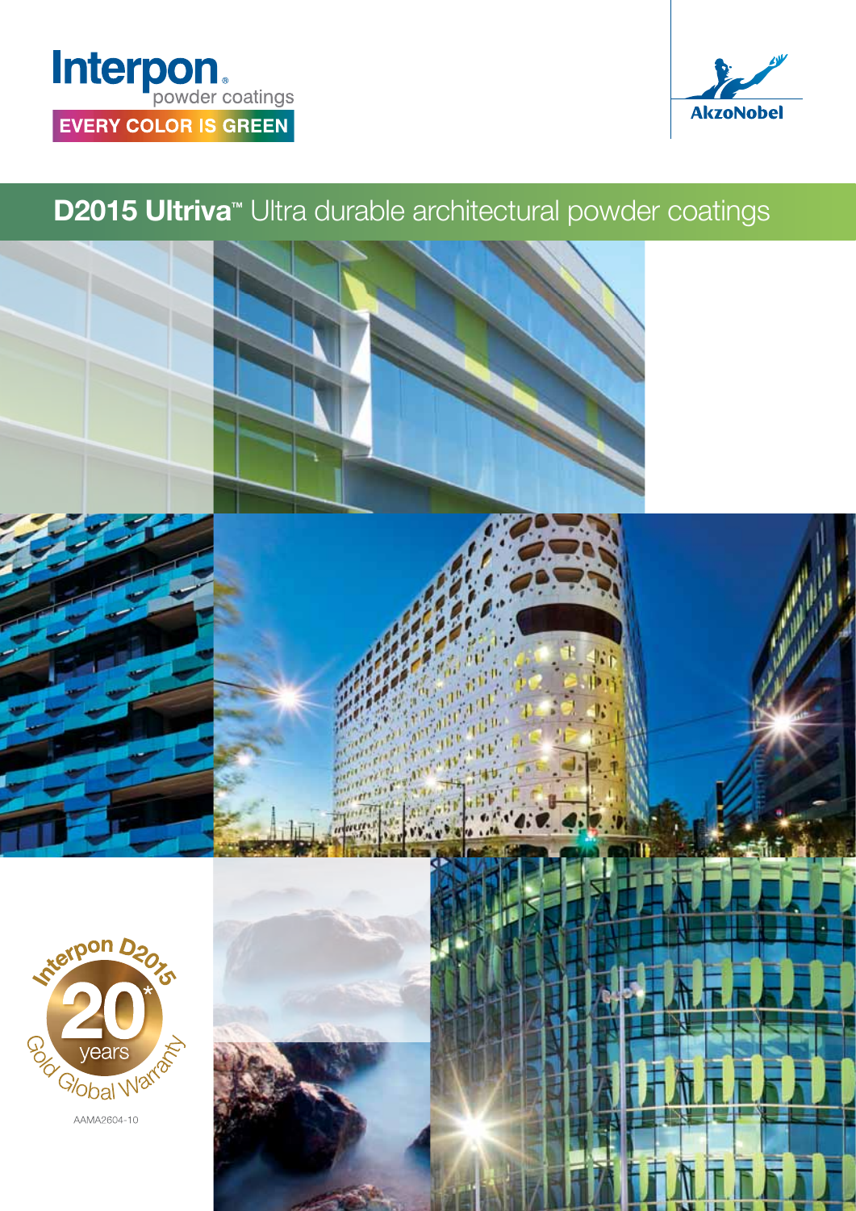Interpon powder coatings

EVERY COLOR IS GREEN

AkzoNobel

# D2015 Ultriva™ Ultra durable architectural powder coatings

Interpon D2015

20* years

Gold Global Warranty

AAMA2604-10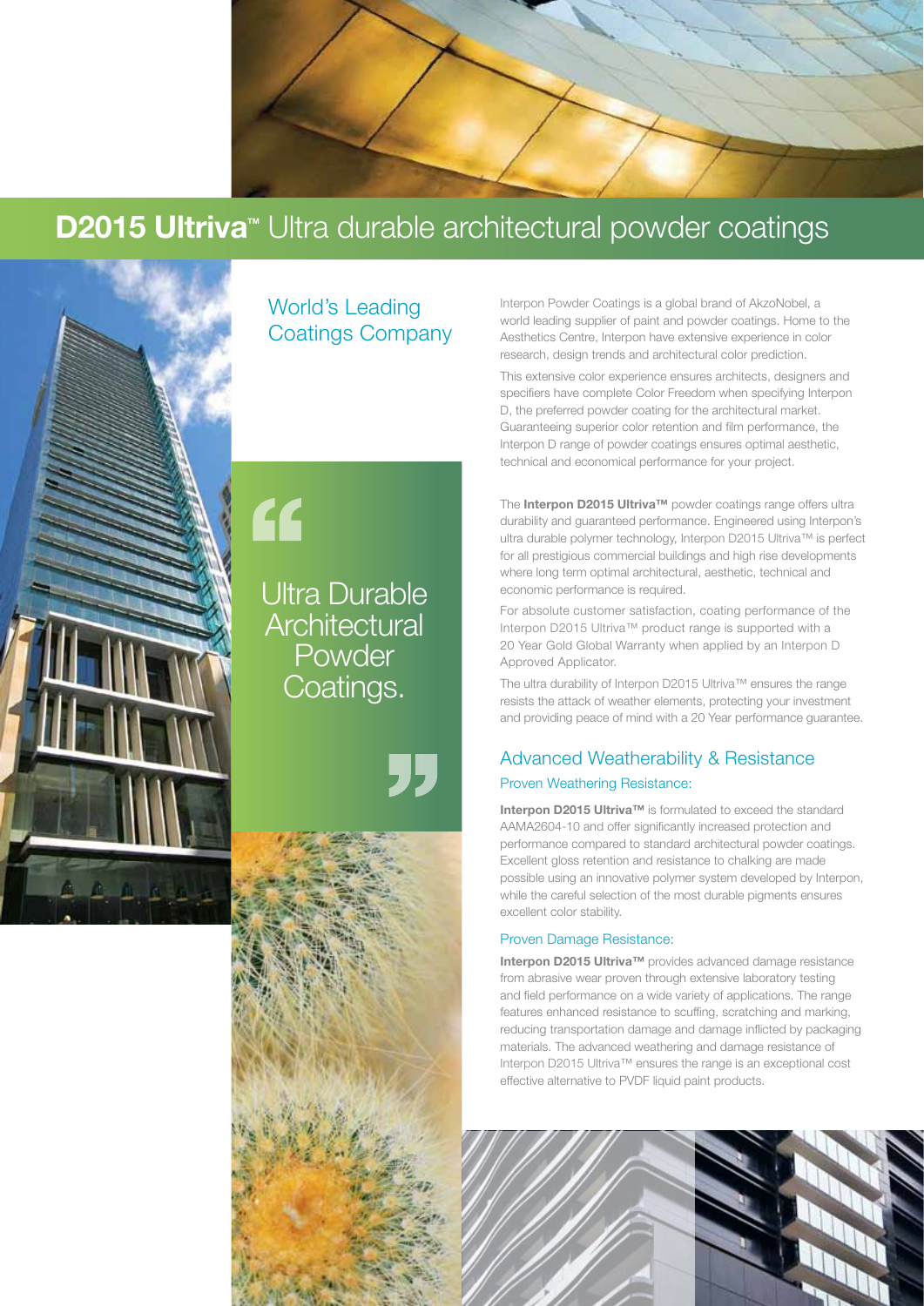# D2015 Ultriva™ Ultra durable architectural powder coatings

## World's Leading Coatings Company

"Ultra Durable Architectural Powder Coatings."

Interpon Powder Coatings is a global brand of AkzoNobel, a world leading supplier of paint and powder coatings. Home to the Aesthetics Centre, Interpon have extensive experience in color research, design trends and architectural color prediction.

This extensive color experience ensures architects, designers and specifiers have complete Color Freedom when specifying Interpon D, the preferred powder coating for the architectural market. Guaranteeing superior color retention and film performance, the Interpon D range of powder coatings ensures optimal aesthetic, technical and economical performance for your project.

The **Interpon D2015 Ultriva™** powder coatings range offers ultra durability and guaranteed performance. Engineered using Interpon's ultra durable polymer technology, Interpon D2015 Ultriva™ is perfect for all prestigious commercial buildings and high rise developments where long term optimal architectural, aesthetic, technical and economic performance is required.

For absolute customer satisfaction, coating performance of the Interpon D2015 Ultriva™ product range is supported with a 20 Year Gold Global Warranty when applied by an Interpon D Approved Applicator.

The ultra durability of Interpon D2015 Ultriva™ ensures the range resists the attack of weather elements, protecting your investment and providing peace of mind with a 20 Year performance guarantee.

## Advanced Weatherability & Resistance

### Proven Weathering Resistance:

**Interpon D2015 Ultriva™** is formulated to exceed the standard AAMA2604-10 and offer significantly increased protection and performance compared to standard architectural powder coatings. Excellent gloss retention and resistance to chalking are made possible using an innovative polymer system developed by Interpon, while the careful selection of the most durable pigments ensures excellent color stability.

### Proven Damage Resistance:

**Interpon D2015 Ultriva™** provides advanced damage resistance from abrasive wear proven through extensive laboratory testing and field performance on a wide variety of applications. The range features enhanced resistance to scuffing, scratching and marking, reducing transportation damage and damage inflicted by packaging materials. The advanced weathering and damage resistance of Interpon D2015 Ultriva™ ensures the range is an exceptional cost effective alternative to PVDF liquid paint products.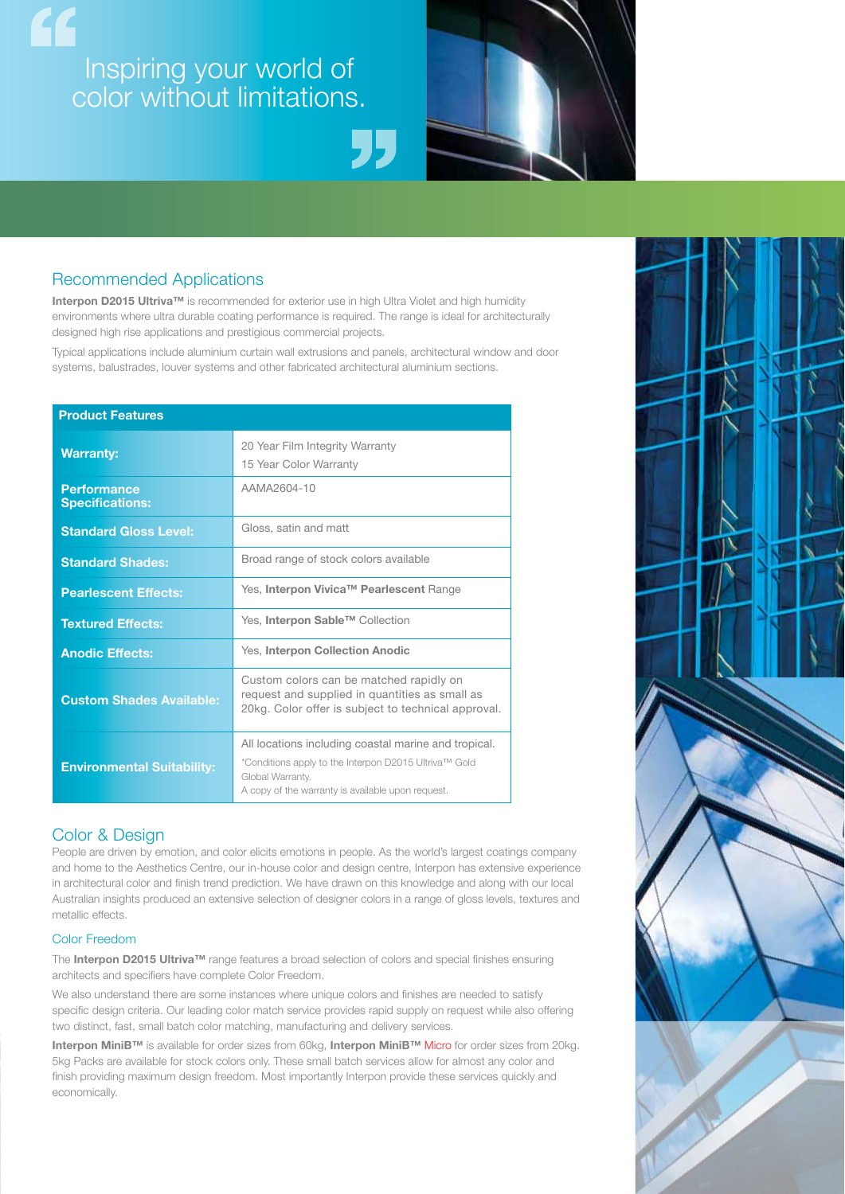> Inspiring your world of color without limitations.

## Recommended Applications

**Interpon D2015 Ultriva™** is recommended for exterior use in high Ultra Violet and high humidity environments where ultra durable coating performance is required. The range is ideal for architecturally designed high rise applications and prestigious commercial projects.

Typical applications include aluminium curtain wall extrusions and panels, architectural window and door systems, balustrades, louver systems and other fabricated architectural aluminium sections.

| Product Features | |
|---|---|
| **Warranty:** | 20 Year Film Integrity Warranty<br>15 Year Color Warranty |
| **Performance Specifications:** | AAMA2604-10 |
| **Standard Gloss Level:** | Gloss, satin and matt |
| **Standard Shades:** | Broad range of stock colors available |
| **Pearlescent Effects:** | Yes, **Interpon Vivica™ Pearlescent** Range |
| **Textured Effects:** | Yes, **Interpon Sable™** Collection |
| **Anodic Effects:** | Yes, **Interpon Collection Anodic** |
| **Custom Shades Available:** | Custom colors can be matched rapidly on request and supplied in quantities as small as 20kg. Color offer is subject to technical approval. |
| **Environmental Suitability:** | All locations including coastal marine and tropical.<br>*Conditions apply to the Interpon D2015 Ultriva™ Gold Global Warranty.<br>A copy of the warranty is available upon request. |

## Color & Design

People are driven by emotion, and color elicits emotions in people. As the world's largest coatings company and home to the Aesthetics Centre, our in-house color and design centre, Interpon has extensive experience in architectural color and finish trend prediction. We have drawn on this knowledge and along with our local Australian insights produced an extensive selection of designer colors in a range of gloss levels, textures and metallic effects.

### Color Freedom

The **Interpon D2015 Ultriva™** range features a broad selection of colors and special finishes ensuring architects and specifiers have complete Color Freedom.

We also understand there are some instances where unique colors and finishes are needed to satisfy specific design criteria. Our leading color match service provides rapid supply on request while also offering two distinct, fast, small batch color matching, manufacturing and delivery services.

**Interpon MiniB™** is available for order sizes from 60kg, **Interpon MiniB™** Micro for order sizes from 20kg. 5kg Packs are available for stock colors only. These small batch services allow for almost any color and finish providing maximum design freedom. Most importantly Interpon provide these services quickly and economically.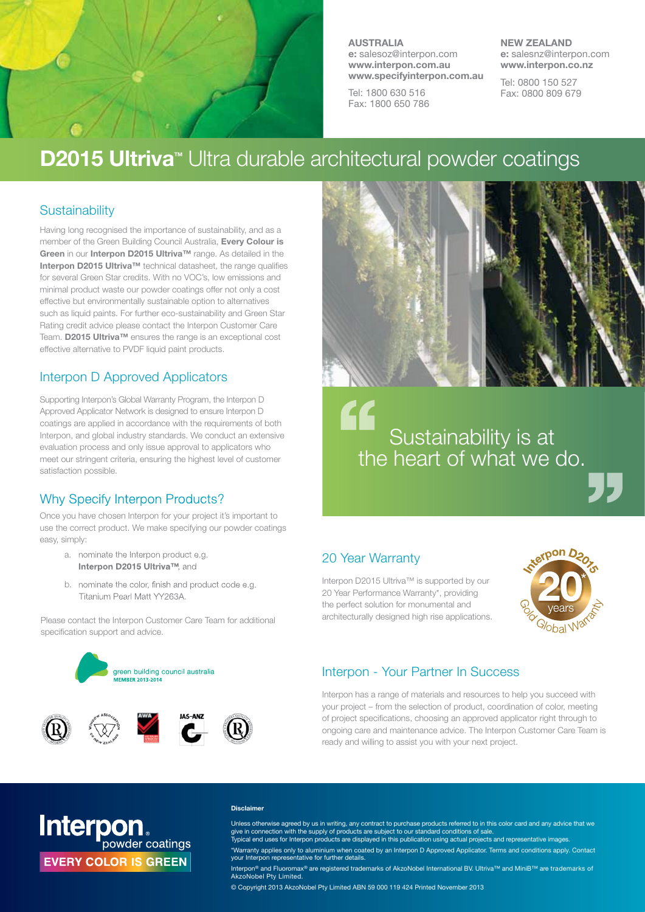**AUSTRALIA**
**e:** salesoz@interpon.com
**www.interpon.com.au**
**www.specifyinterpon.com.au**

Tel: 1800 630 516
Fax: 1800 650 786

**NEW ZEALAND**
**e:** salesnz@interpon.com
**www.interpon.co.nz**

Tel: 0800 150 527
Fax: 0800 809 679

# **D2015 Ultriva™** Ultra durable architectural powder coatings

## Sustainability

Having long recognised the importance of sustainability, and as a member of the Green Building Council Australia, **Every Colour is Green** in our **Interpon D2015 Ultriva™** range. As detailed in the **Interpon D2015 Ultriva™** technical datasheet, the range qualifies for several Green Star credits. With no VOC's, low emissions and minimal product waste our powder coatings offer not only a cost effective but environmentally sustainable option to alternatives such as liquid paints. For further eco-sustainability and Green Star Rating credit advice please contact the Interpon Customer Care Team. **D2015 Ultriva™** ensures the range is an exceptional cost effective alternative to PVDF liquid paint products.

## Interpon D Approved Applicators

Supporting Interpon's Global Warranty Program, the Interpon D Approved Applicator Network is designed to ensure Interpon D coatings are applied in accordance with the requirements of both Interpon, and global industry standards. We conduct an extensive evaluation process and only issue approval to applicators who meet our stringent criteria, ensuring the highest level of customer satisfaction possible.

## Why Specify Interpon Products?

Once you have chosen Interpon for your project it's important to use the correct product. We make specifying our powder coatings easy, simply:

a. nominate the Interpon product e.g. **Interpon D2015 Ultriva™**, and

b. nominate the color, finish and product code e.g. Titanium Pearl Matt YY263A.

Please contact the Interpon Customer Care Team for additional specification support and advice.

green building council australia
MEMBER 2013-2014

JAS-ANZ

"Sustainability is at the heart of what we do."

## 20 Year Warranty

Interpon D2015 Ultriva™ is supported by our 20 Year Performance Warranty*, providing the perfect solution for monumental and architecturally designed high rise applications.

Interpon D2015 20* years Gold Global Warranty

## Interpon - Your Partner In Success

Interpon has a range of materials and resources to help you succeed with your project – from the selection of product, coordination of color, meeting of project specifications, choosing an approved applicator right through to ongoing care and maintenance advice. The Interpon Customer Care Team is ready and willing to assist you with your next project.

Interpon powder coatings
EVERY COLOR IS GREEN

**Disclaimer**

Unless otherwise agreed by us in writing, any contract to purchase products referred to in this color card and any advice that we give in connection with the supply of products are subject to our standard conditions of sale.
Typical end uses for Interpon products are displayed in this publication using actual projects and representative images.

*Warranty applies only to aluminium when coated by an Interpon D Approved Applicator. Terms and conditions apply. Contact your Interpon representative for further details.

Interpon® and Fluoromax® are registered trademarks of AkzoNobel International BV. Ultriva™ and MiniB™ are trademarks of AkzoNobel Pty Limited.

© Copyright 2013 AkzoNobel Pty Limited ABN 59 000 119 424 Printed November 2013